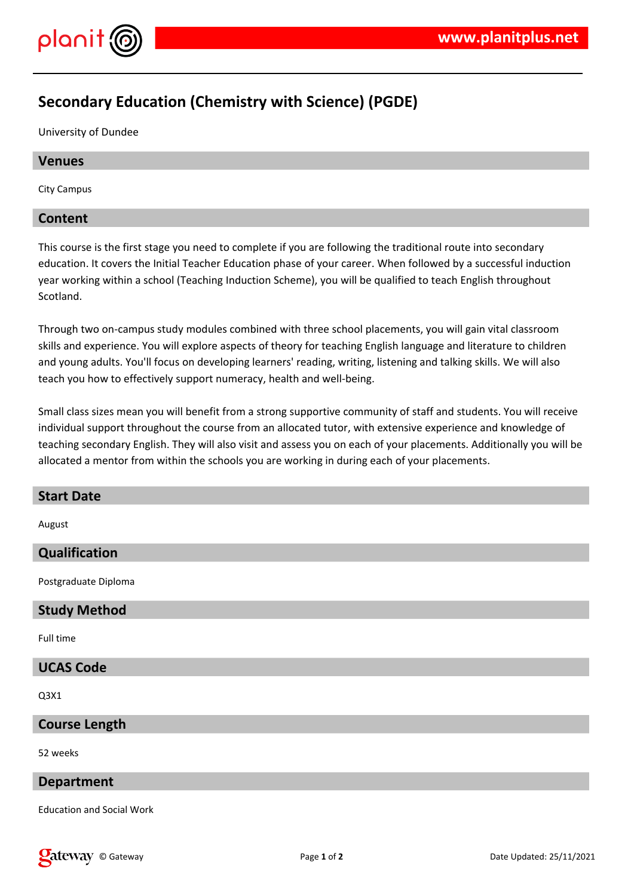# Secondary Education (Chemistry with Science) (PGDE)

University of Dundee

## Venues

City Campus

## Content

This course is the first stage you need to complete if you are following the traditional route into secondary education. It covers the Initial Teacher Education phase of your career. When followed by a successful induction year working within a school (Teaching Induction Scheme), you will be qualified to teach English throughout Scotland.

Through two on-campus study modules combined with three school placements, you will gain vital classroom skills and experience. You will explore aspects of theory for teaching English language and literature to children and young adults. You'll focus on developing learners' reading, writing, listening and talking skills. We will also teach you how to effectively support numeracy, health and well-being.

Small class sizes mean you will benefit from a strong supportive community of staff and students. You will receive individual support throughout the course from an allocated tutor, with extensive experience and knowledge of teaching secondary English. They will also visit and assess you on each of your placements. Additionally you will be allocated a mentor from within the schools you are working in during each of your placements.

## Start Date

August

## Qualification

Postgraduate Diploma

## Study Method

Full time

## UCAS Code

Q3X1

## Course Length

52 weeks

## Department

Education and Social Work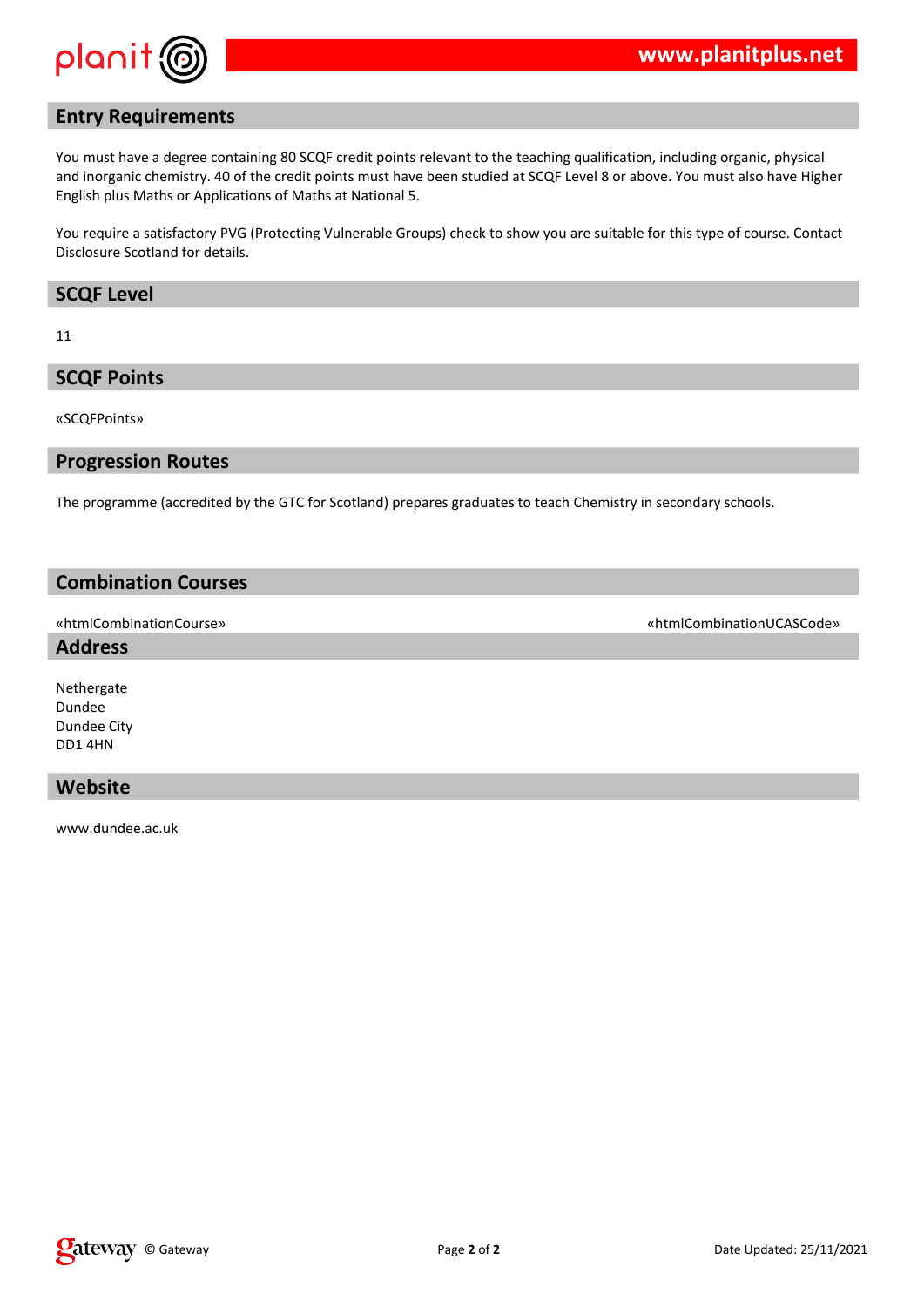## Entry Requirements

You must have a degree containing 80 SCQF credit points relevant to the teaching qualification, including organic, physical and inorganic chemistry. 40 of the credit points must have been studied at SCQF Level 8 or above. You must also have Higher English plus Maths or Applications of Maths at National 5.

You require a satisfactory PVG (Protecting Vulnerable Groups) check to show you are suitable for this type of course. Contact Disclosure Scotland for details.

## SCQF Level

11

## SCQF Points

«SCQFPoints»

## Progression Routes

The programme (accredited by the GTC for Scotland) prepares graduates to teach Chemistry in secondary schools.

## Combination Courses

«htmlCombinationCourse» «htmlCombinationUCASCode»

## Address

Nethergate
Dundee
Dundee City
DD1 4HN

## Website

www.dundee.ac.uk

© Gateway

Date Updated: 25/11/2021